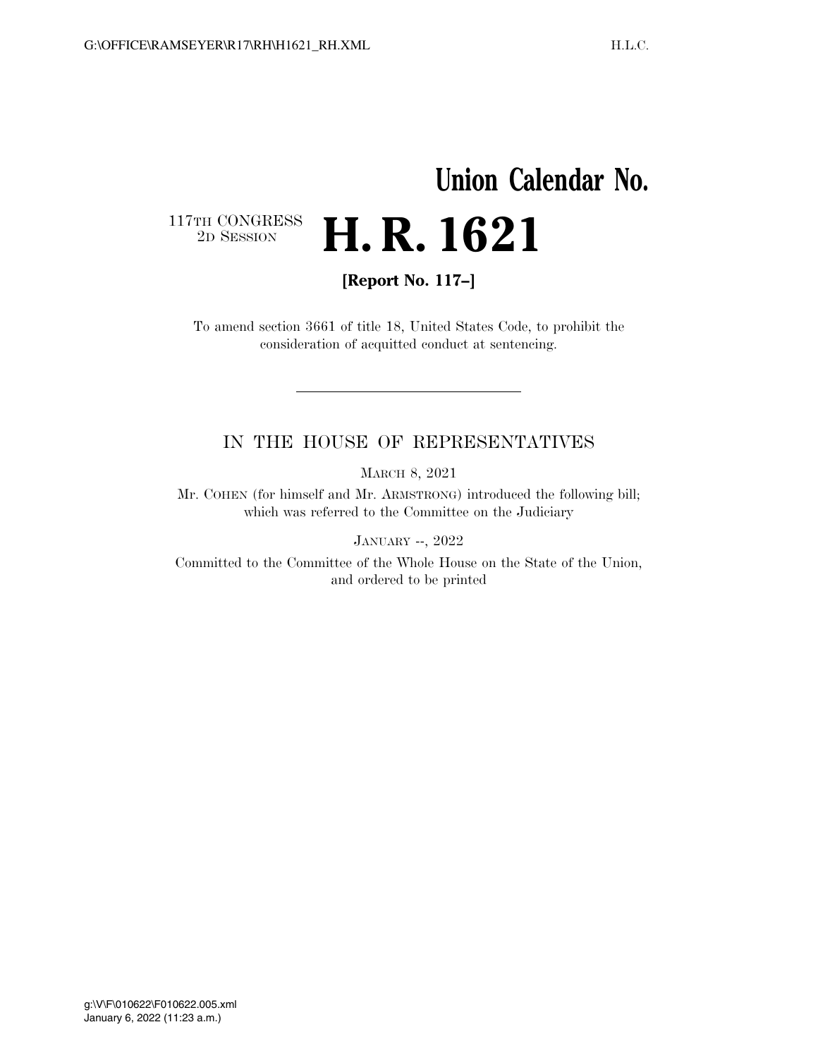**Union Calendar No.**

117TH CONGRESS
2D SESSION

# H. R. 1621

**[Report No. 117–]**

To amend section 3661 of title 18, United States Code, to prohibit the consideration of acquitted conduct at sentencing.

---

IN THE HOUSE OF REPRESENTATIVES

MARCH 8, 2021

Mr. COHEN (for himself and Mr. ARMSTRONG) introduced the following bill; which was referred to the Committee on the Judiciary

JANUARY --, 2022

Committed to the Committee of the Whole House on the State of the Union, and ordered to be printed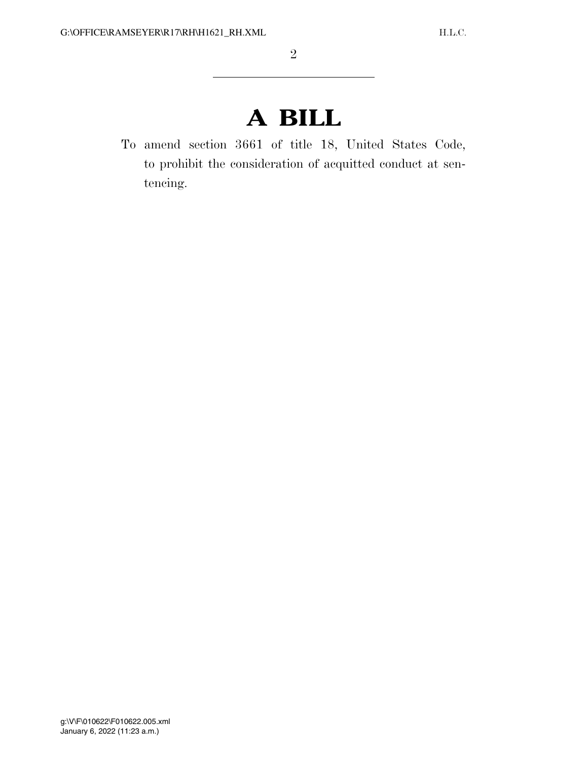# A BILL

To amend section 3661 of title 18, United States Code, to prohibit the consideration of acquitted conduct at sentencing.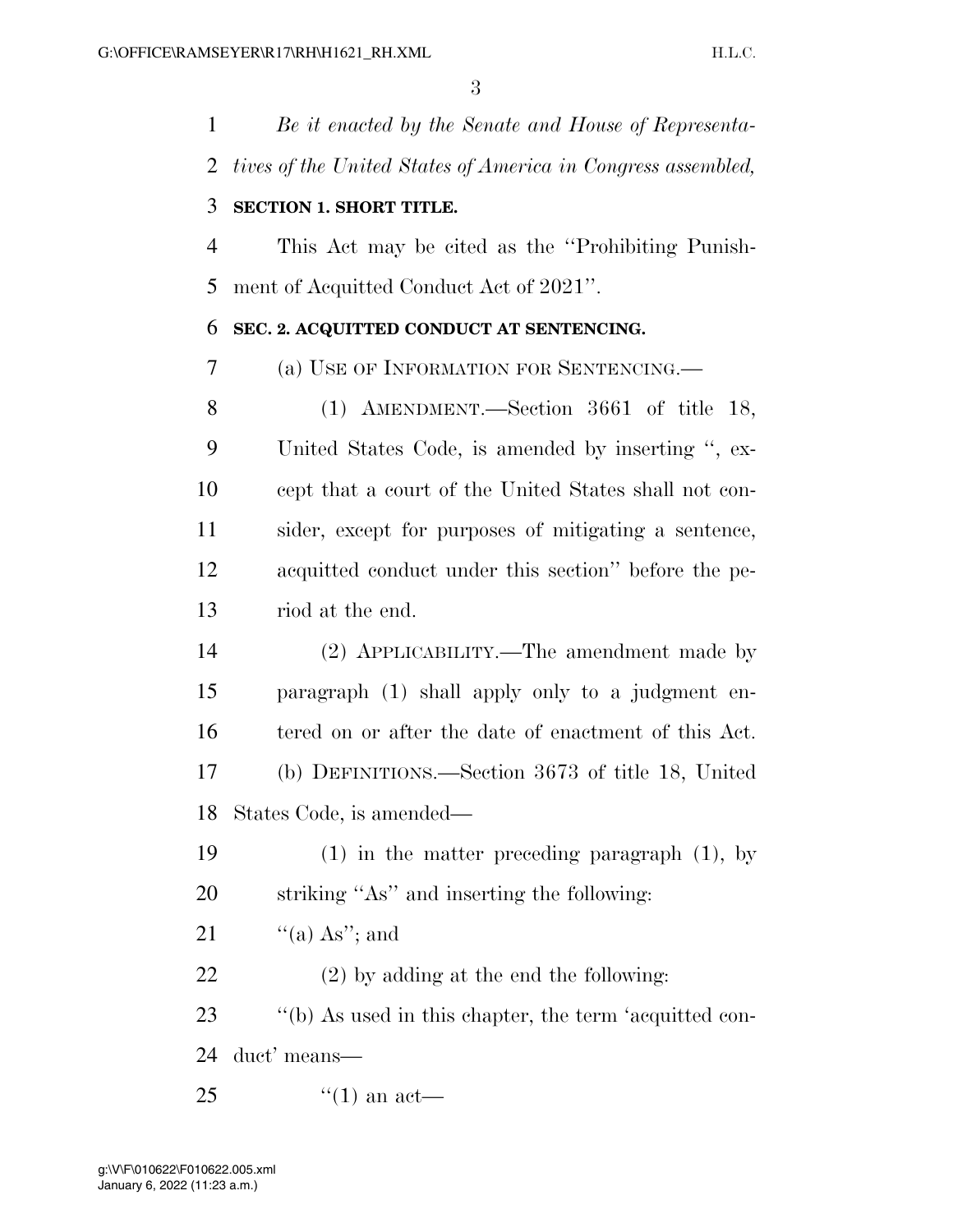*Be it enacted by the Senate and House of Representatives of the United States of America in Congress assembled,*

**SECTION 1. SHORT TITLE.**

This Act may be cited as the ''Prohibiting Punishment of Acquitted Conduct Act of 2021''.

**SEC. 2. ACQUITTED CONDUCT AT SENTENCING.**

(a) USE OF INFORMATION FOR SENTENCING.—

(1) AMENDMENT.—Section 3661 of title 18, United States Code, is amended by inserting '', except that a court of the United States shall not consider, except for purposes of mitigating a sentence, acquitted conduct under this section'' before the period at the end.

(2) APPLICABILITY.—The amendment made by paragraph (1) shall apply only to a judgment entered on or after the date of enactment of this Act.

(b) DEFINITIONS.—Section 3673 of title 18, United States Code, is amended—

(1) in the matter preceding paragraph (1), by striking ''As'' and inserting the following:

''(a) As''; and

(2) by adding at the end the following:

''(b) As used in this chapter, the term 'acquitted conduct' means—

''(1) an act—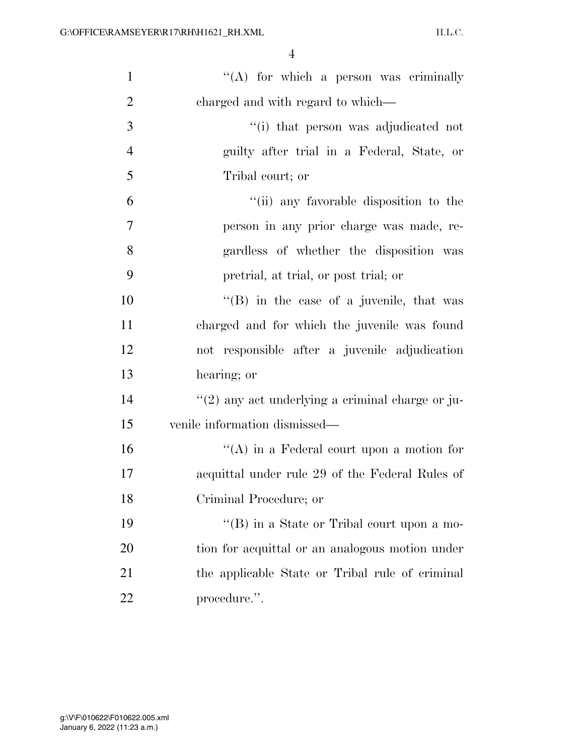''(A) for which a person was criminally charged and with regard to which—

''(i) that person was adjudicated not guilty after trial in a Federal, State, or Tribal court; or

''(ii) any favorable disposition to the person in any prior charge was made, regardless of whether the disposition was pretrial, at trial, or post trial; or

''(B) in the case of a juvenile, that was charged and for which the juvenile was found not responsible after a juvenile adjudication hearing; or

''(2) any act underlying a criminal charge or juvenile information dismissed—

''(A) in a Federal court upon a motion for acquittal under rule 29 of the Federal Rules of Criminal Procedure; or

''(B) in a State or Tribal court upon a motion for acquittal or an analogous motion under the applicable State or Tribal rule of criminal procedure.''.